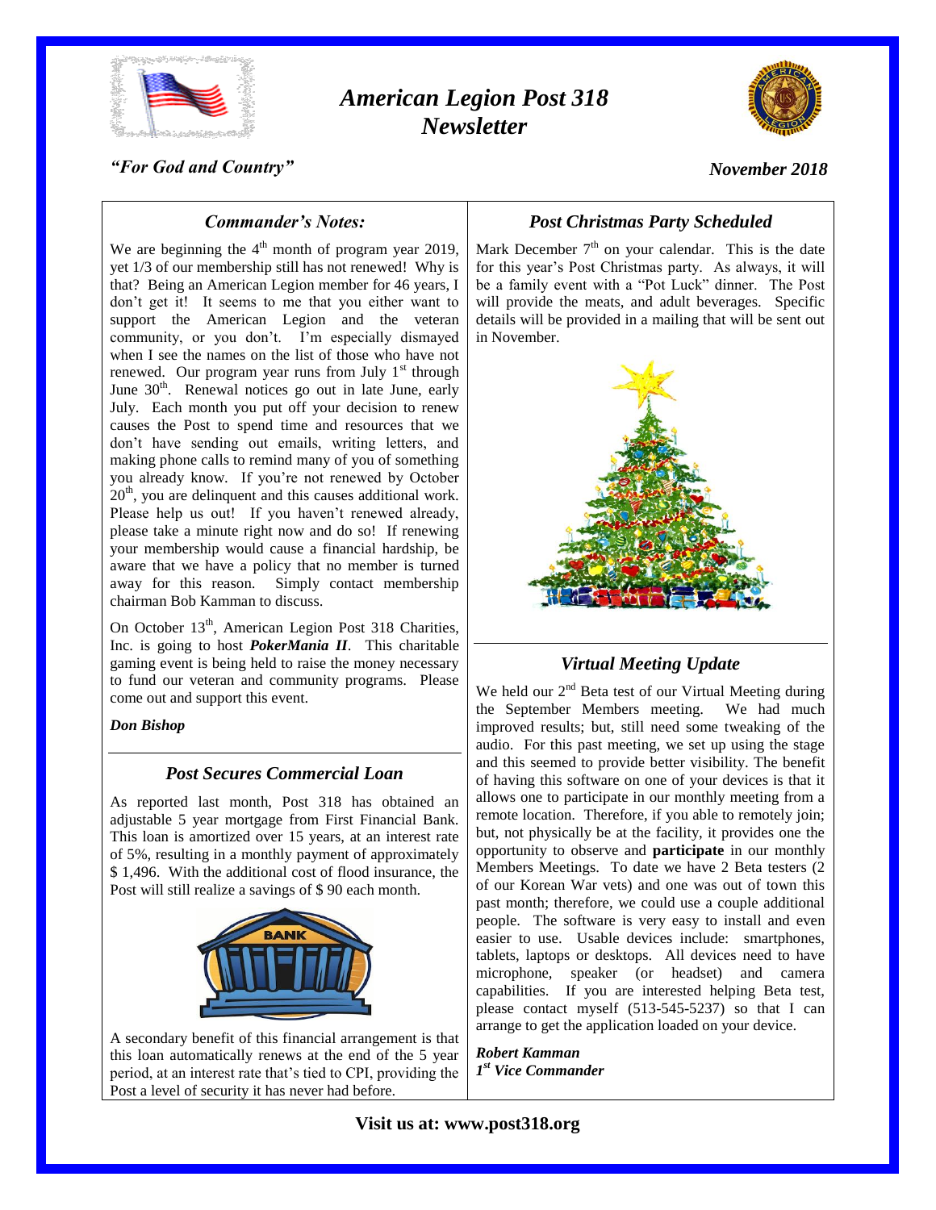# American Legion Post 318 Newsletter

*"For God and Country"*

*November 2018*

### *Commander's Notes:*

We are beginning the 4th month of program year 2019, yet 1/3 of our membership still has not renewed! Why is that? Being an American Legion member for 46 years, I don't get it! It seems to me that you either want to support the American Legion and the veteran community, or you don't. I'm especially dismayed when I see the names on the list of those who have not renewed. Our program year runs from July 1st through June 30th. Renewal notices go out in late June, early July. Each month you put off your decision to renew causes the Post to spend time and resources that we don't have sending out emails, writing letters, and making phone calls to remind many of you of something you already know. If you're not renewed by October 20th, you are delinquent and this causes additional work. Please help us out! If you haven't renewed already, please take a minute right now and do so! If renewing your membership would cause a financial hardship, be aware that we have a policy that no member is turned away for this reason. Simply contact membership chairman Bob Kamman to discuss.

On October 13th, American Legion Post 318 Charities, Inc. is going to host ***PokerMania II***. This charitable gaming event is being held to raise the money necessary to fund our veteran and community programs. Please come out and support this event.

***Don Bishop***

### *Post Secures Commercial Loan*

As reported last month, Post 318 has obtained an adjustable 5 year mortgage from First Financial Bank. This loan is amortized over 15 years, at an interest rate of 5%, resulting in a monthly payment of approximately $ 1,496. With the additional cost of flood insurance, the Post will still realize a savings of $ 90 each month.

A secondary benefit of this financial arrangement is that this loan automatically renews at the end of the 5 year period, at an interest rate that's tied to CPI, providing the Post a level of security it has never had before.

### *Post Christmas Party Scheduled*

Mark December 7th on your calendar. This is the date for this year's Post Christmas party. As always, it will be a family event with a "Pot Luck" dinner. The Post will provide the meats, and adult beverages. Specific details will be provided in a mailing that will be sent out in November.

### *Virtual Meeting Update*

We held our 2nd Beta test of our Virtual Meeting during the September Members meeting. We had much improved results; but, still need some tweaking of the audio. For this past meeting, we set up using the stage and this seemed to provide better visibility. The benefit of having this software on one of your devices is that it allows one to participate in our monthly meeting from a remote location. Therefore, if you able to remotely join; but, not physically be at the facility, it provides one the opportunity to observe and **participate** in our monthly Members Meetings. To date we have 2 Beta testers (2 of our Korean War vets) and one was out of town this past month; therefore, we could use a couple additional people. The software is very easy to install and even easier to use. Usable devices include: smartphones, tablets, laptops or desktops. All devices need to have microphone, speaker (or headset) and camera capabilities. If you are interested helping Beta test, please contact myself (513-545-5237) so that I can arrange to get the application loaded on your device.

***Robert Kamman***
***1st Vice Commander***

**Visit us at: www.post318.org**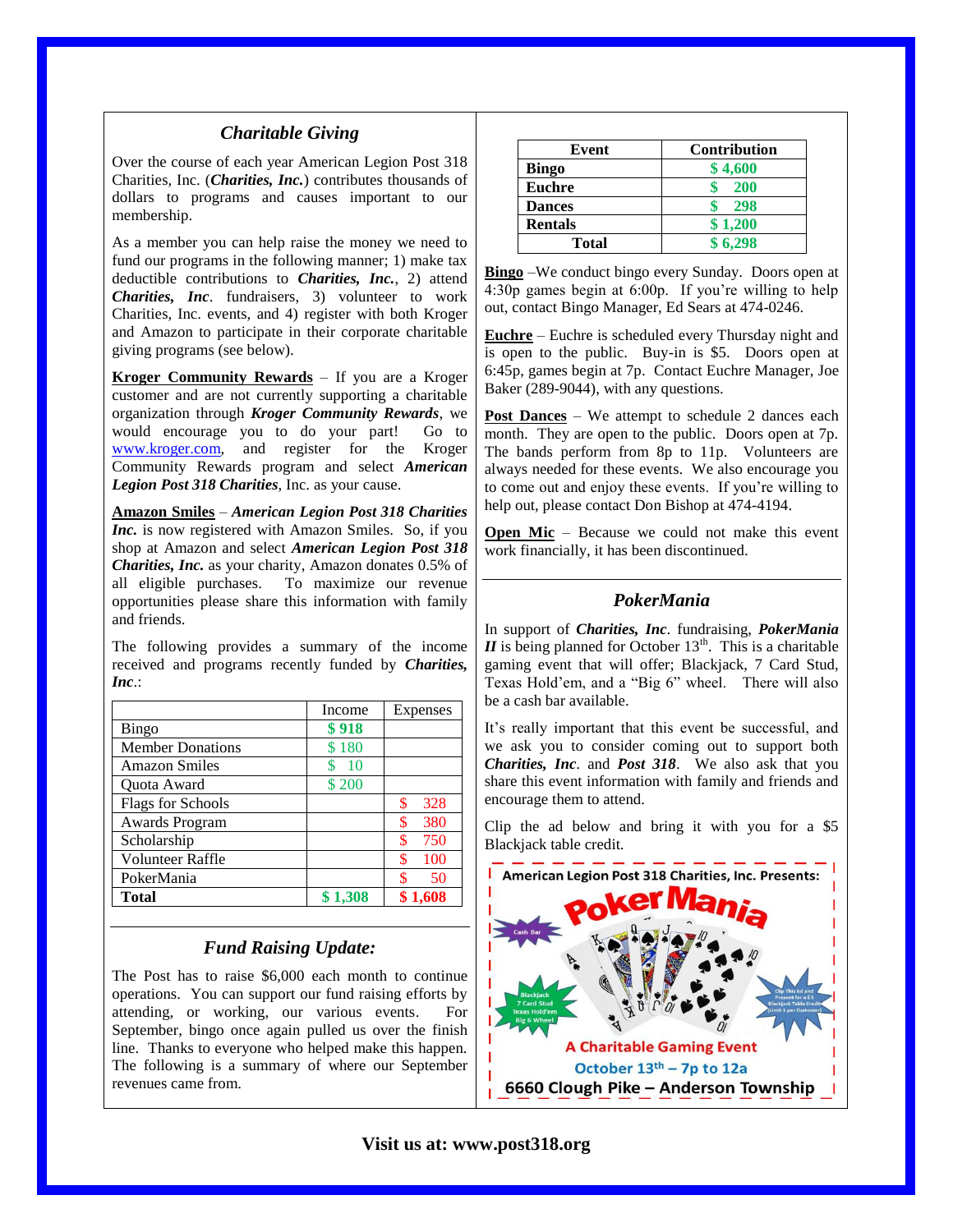## Charitable Giving

Over the course of each year American Legion Post 318 Charities, Inc. (***Charities, Inc.***) contributes thousands of dollars to programs and causes important to our membership.

As a member you can help raise the money we need to fund our programs in the following manner; 1) make tax deductible contributions to ***Charities, Inc.***, 2) attend ***Charities, Inc***. fundraisers, 3) volunteer to work Charities, Inc. events, and 4) register with both Kroger and Amazon to participate in their corporate charitable giving programs (see below).

**Kroger Community Rewards** – If you are a Kroger customer and are not currently supporting a charitable organization through ***Kroger Community Rewards***, we would encourage you to do your part! Go to www.kroger.com, and register for the Kroger Community Rewards program and select ***American Legion Post 318 Charities***, Inc. as your cause.

**Amazon Smiles** – ***American Legion Post 318 Charities Inc.*** is now registered with Amazon Smiles. So, if you shop at Amazon and select ***American Legion Post 318 Charities, Inc.*** as your charity, Amazon donates 0.5% of all eligible purchases. To maximize our revenue opportunities please share this information with family and friends.

The following provides a summary of the income received and programs recently funded by ***Charities, Inc***.:

| | Income | Expenses |
|---|---|---|
| Bingo | **$ 918** | |
| Member Donations | $ 180 | |
| Amazon Smiles | $ 10 | |
| Quota Award | $ 200 | |
| Flags for Schools | | $ 328 |
| Awards Program | | $ 380 |
| Scholarship | | $ 750 |
| Volunteer Raffle | | $ 100 |
| PokerMania | | $ 50 |
| **Total** | **$ 1,308** | **$ 1,608** |

## Fund Raising Update:

The Post has to raise $6,000 each month to continue operations. You can support our fund raising efforts by attending, or working, our various events. For September, bingo once again pulled us over the finish line. Thanks to everyone who helped make this happen. The following is a summary of where our September revenues came from.

| Event | Contribution |
|---|---|
| **Bingo** | **$ 4,600** |
| **Euchre** | **$ 200** |
| **Dances** | **$ 298** |
| **Rentals** | **$ 1,200** |
| **Total** | **$ 6,298** |

**Bingo** –We conduct bingo every Sunday. Doors open at 4:30p games begin at 6:00p. If you're willing to help out, contact Bingo Manager, Ed Sears at 474-0246.

**Euchre** – Euchre is scheduled every Thursday night and is open to the public. Buy-in is $5. Doors open at 6:45p, games begin at 7p. Contact Euchre Manager, Joe Baker (289-9044), with any questions.

**Post Dances** – We attempt to schedule 2 dances each month. They are open to the public. Doors open at 7p. The bands perform from 8p to 11p. Volunteers are always needed for these events. We also encourage you to come out and enjoy these events. If you're willing to help out, please contact Don Bishop at 474-4194.

**Open Mic** – Because we could not make this event work financially, it has been discontinued.

## PokerMania

In support of ***Charities, Inc***. fundraising, ***PokerMania II*** is being planned for October 13th. This is a charitable gaming event that will offer; Blackjack, 7 Card Stud, Texas Hold'em, and a "Big 6" wheel. There will also be a cash bar available.

It's really important that this event be successful, and we ask you to consider coming out to support both ***Charities, Inc***. and ***Post 318***. We also ask that you share this event information with family and friends and encourage them to attend.

Clip the ad below and bring it with you for a $5 Blackjack table credit.

American Legion Post 318 Charities, Inc. Presents:

PokerMania

Cash Bar

Blackjack, 7 Card Stud, Texas Hold'em, Big 6 Wheel

Clip This Ad and Present for a $5 Blackjack Table Credit (Limit 1 per Customer)

A Charitable Gaming Event

October 13th – 7p to 12a

6660 Clough Pike – Anderson Township

**Visit us at: www.post318.org**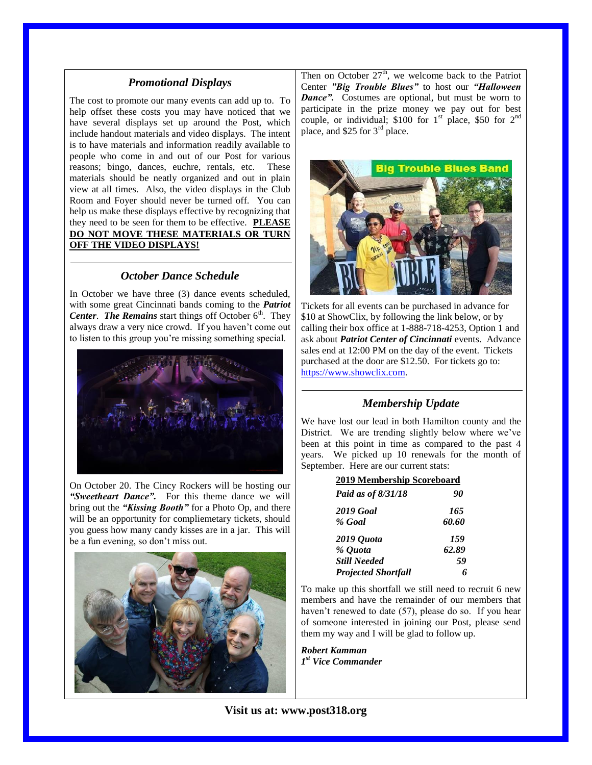## *Promotional Displays*

The cost to promote our many events can add up to. To help offset these costs you may have noticed that we have several displays set up around the Post, which include handout materials and video displays. The intent is to have materials and information readily available to people who come in and out of our Post for various reasons; bingo, dances, euchre, rentals, etc. These materials should be neatly organized and out in plain view at all times. Also, the video displays in the Club Room and Foyer should never be turned off. You can help us make these displays effective by recognizing that they need to be seen for them to be effective. **PLEASE DO NOT MOVE THESE MATERIALS OR TURN OFF THE VIDEO DISPLAYS!**

## *October Dance Schedule*

In October we have three (3) dance events scheduled, with some great Cincinnati bands coming to the ***Patriot Center***. ***The Remains*** start things off October 6th. They always draw a very nice crowd. If you haven't come out to listen to this group you're missing something special.

On October 20. The Cincy Rockers will be hosting our ***"Sweetheart Dance".*** For this theme dance we will bring out the ***"Kissing Booth"*** for a Photo Op, and there will be an opportunity for compliemetary tickets, should you guess how many candy kisses are in a jar. This will be a fun evening, so don't miss out.

Then on October 27th, we welcome back to the Patriot Center ***"Big Trouble Blues"*** to host our ***"Halloween Dance".*** Costumes are optional, but must be worn to participate in the prize money we pay out for best couple, or individual; $100 for 1st place, $50 for 2nd place, and $25 for 3rd place.

Tickets for all events can be purchased in advance for $10 at ShowClix, by following the link below, or by calling their box office at 1-888-718-4253, Option 1 and ask about ***Patriot Center of Cincinnati*** events. Advance sales end at 12:00 PM on the day of the event. Tickets purchased at the door are $12.50. For tickets go to: https://www.showclix.com.

## *Membership Update*

We have lost our lead in both Hamilton county and the District. We are trending slightly below where we've been at this point in time as compared to the past 4 years. We picked up 10 renewals for the month of September. Here are our current stats:

| **2019 Membership Scoreboard** | |
|---|---|
| ***Paid as of 8/31/18*** | ***90*** |
| ***2019 Goal*** | ***165*** |
| ***% Goal*** | ***60.60*** |
| ***2019 Quota*** | ***159*** |
| ***% Quota*** | ***62.89*** |
| ***Still Needed*** | ***59*** |
| ***Projected Shortfall*** | ***6*** |

To make up this shortfall we still need to recruit 6 new members and have the remainder of our members that haven't renewed to date (57), please do so. If you hear of someone interested in joining our Post, please send them my way and I will be glad to follow up.

***Robert Kamman***
***1st Vice Commander***

**Visit us at: www.post318.org**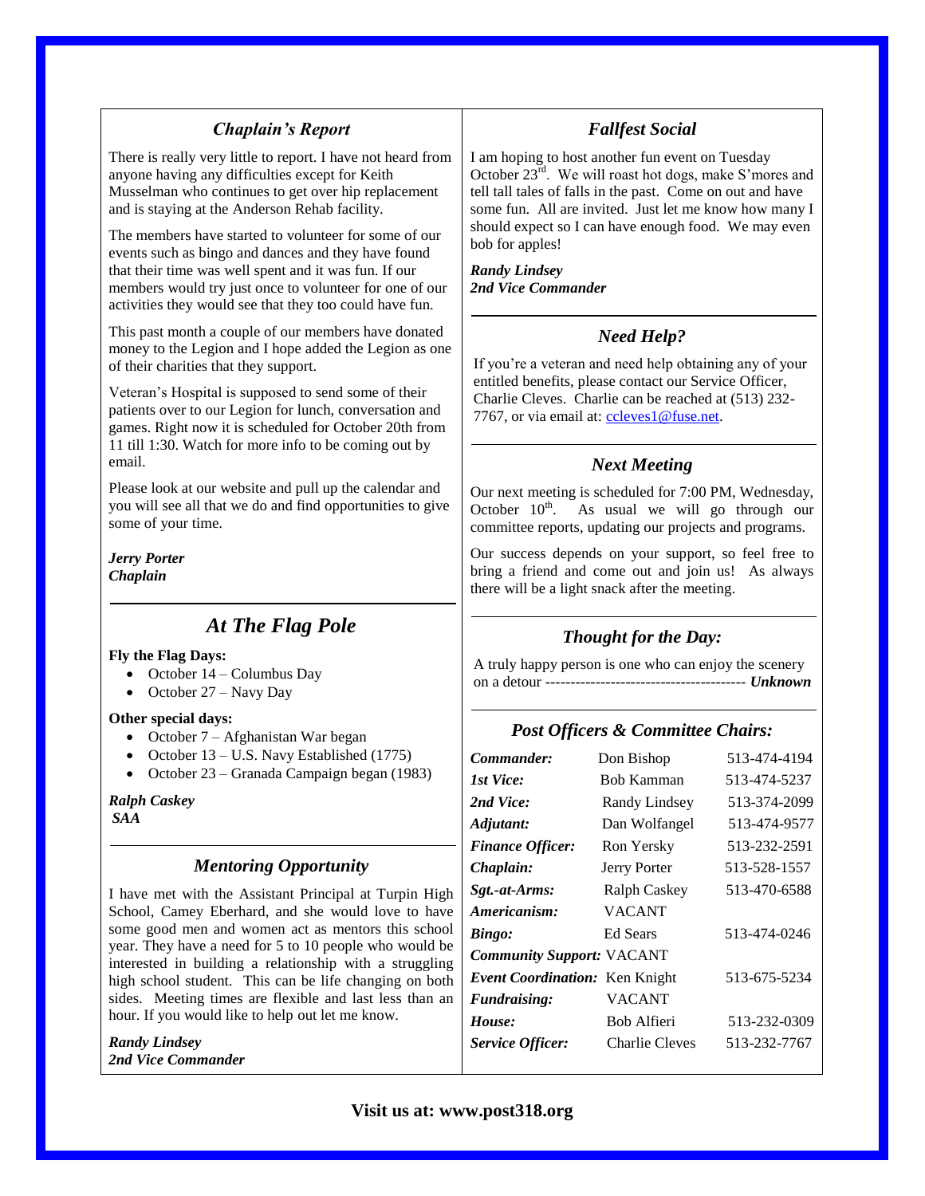## *Chaplain's Report*

There is really very little to report. I have not heard from anyone having any difficulties except for Keith Musselman who continues to get over hip replacement and is staying at the Anderson Rehab facility.

The members have started to volunteer for some of our events such as bingo and dances and they have found that their time was well spent and it was fun. If our members would try just once to volunteer for one of our activities they would see that they too could have fun.

This past month a couple of our members have donated money to the Legion and I hope added the Legion as one of their charities that they support.

Veteran's Hospital is supposed to send some of their patients over to our Legion for lunch, conversation and games. Right now it is scheduled for October 20th from 11 till 1:30. Watch for more info to be coming out by email.

Please look at our website and pull up the calendar and you will see all that we do and find opportunities to give some of your time.

***Jerry Porter***
***Chaplain***

## *At The Flag Pole*

**Fly the Flag Days:**

- October 14 – Columbus Day
- October 27 – Navy Day

**Other special days:**

- October 7 – Afghanistan War began
- October 13 – U.S. Navy Established (1775)
- October 23 – Granada Campaign began (1983)

***Ralph Caskey***
***SAA***

## *Mentoring Opportunity*

I have met with the Assistant Principal at Turpin High School, Camey Eberhard, and she would love to have some good men and women act as mentors this school year. They have a need for 5 to 10 people who would be interested in building a relationship with a struggling high school student. This can be life changing on both sides. Meeting times are flexible and last less than an hour. If you would like to help out let me know.

***Randy Lindsey***
***2nd Vice Commander***

## *Fallfest Social*

I am hoping to host another fun event on Tuesday October 23rd. We will roast hot dogs, make S'mores and tell tall tales of falls in the past. Come on out and have some fun. All are invited. Just let me know how many I should expect so I can have enough food. We may even bob for apples!

***Randy Lindsey***
***2nd Vice Commander***

## *Need Help?*

If you're a veteran and need help obtaining any of your entitled benefits, please contact our Service Officer, Charlie Cleves. Charlie can be reached at (513) 232-7767, or via email at: ccleves1@fuse.net.

## *Next Meeting*

Our next meeting is scheduled for 7:00 PM, Wednesday, October 10th. As usual we will go through our committee reports, updating our projects and programs.

Our success depends on your support, so feel free to bring a friend and come out and join us! As always there will be a light snack after the meeting.

## *Thought for the Day:*

A truly happy person is one who can enjoy the scenery on a detour ---------------------------------------- ***Unknown***

## *Post Officers & Committee Chairs:*

| | | |
|---|---|---|
| ***Commander:*** | Don Bishop | 513-474-4194 |
| ***1st Vice:*** | Bob Kamman | 513-474-5237 |
| ***2nd Vice:*** | Randy Lindsey | 513-374-2099 |
| ***Adjutant:*** | Dan Wolfangel | 513-474-9577 |
| ***Finance Officer:*** | Ron Yersky | 513-232-2591 |
| ***Chaplain:*** | Jerry Porter | 513-528-1557 |
| ***Sgt.-at-Arms:*** | Ralph Caskey | 513-470-6588 |
| ***Americanism:*** | VACANT | |
| ***Bingo:*** | Ed Sears | 513-474-0246 |
| ***Community Support:*** | VACANT | |
| ***Event Coordination:*** | Ken Knight | 513-675-5234 |
| ***Fundraising:*** | VACANT | |
| ***House:*** | Bob Alfieri | 513-232-0309 |
| ***Service Officer:*** | Charlie Cleves | 513-232-7767 |

**Visit us at: www.post318.org**